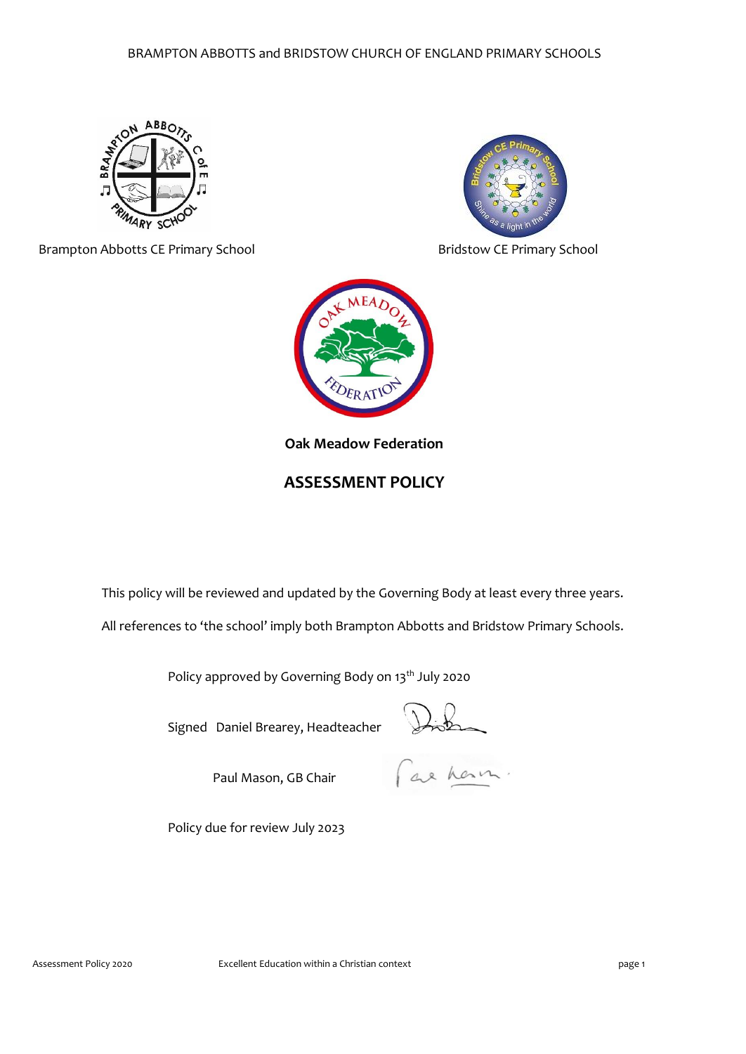BRAMPTON ABBOTTS and BRIDSTOW CHURCH OF ENGLAND PRIMARY SCHOOLS

Brampton Abbotts CE Primary School

Bridstow CE Primary School

**Oak Meadow Federation**

# ASSESSMENT POLICY

This policy will be reviewed and updated by the Governing Body at least every three years.

All references to 'the school' imply both Brampton Abbotts and Bridstow Primary Schools.

Policy approved by Governing Body on 13th July 2020

Signed Daniel Brearey, Headteacher

Paul Mason, GB Chair

Policy due for review July 2023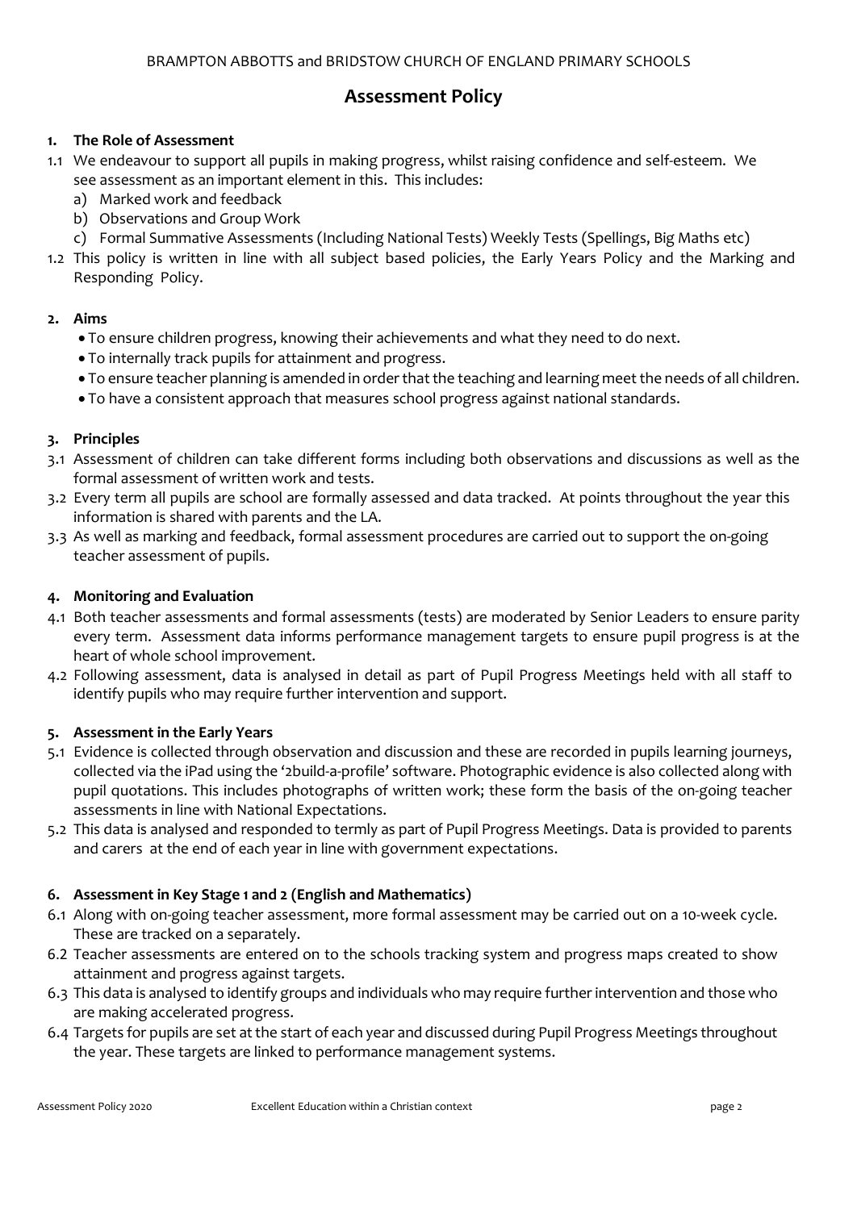BRAMPTON ABBOTTS and BRIDSTOW CHURCH OF ENGLAND PRIMARY SCHOOLS

# Assessment Policy

## 1. The Role of Assessment

1.1 We endeavour to support all pupils in making progress, whilst raising confidence and self-esteem. We see assessment as an important element in this. This includes:

a) Marked work and feedback
b) Observations and Group Work
c) Formal Summative Assessments (Including National Tests) Weekly Tests (Spellings, Big Maths etc)

1.2 This policy is written in line with all subject based policies, the Early Years Policy and the Marking and Responding Policy.

## 2. Aims

- To ensure children progress, knowing their achievements and what they need to do next.
- To internally track pupils for attainment and progress.
- To ensure teacher planning is amended in order that the teaching and learning meet the needs of all children.
- To have a consistent approach that measures school progress against national standards.

## 3. Principles

3.1 Assessment of children can take different forms including both observations and discussions as well as the formal assessment of written work and tests.

3.2 Every term all pupils are school are formally assessed and data tracked. At points throughout the year this information is shared with parents and the LA.

3.3 As well as marking and feedback, formal assessment procedures are carried out to support the on-going teacher assessment of pupils.

## 4. Monitoring and Evaluation

4.1 Both teacher assessments and formal assessments (tests) are moderated by Senior Leaders to ensure parity every term. Assessment data informs performance management targets to ensure pupil progress is at the heart of whole school improvement.

4.2 Following assessment, data is analysed in detail as part of Pupil Progress Meetings held with all staff to identify pupils who may require further intervention and support.

## 5. Assessment in the Early Years

5.1 Evidence is collected through observation and discussion and these are recorded in pupils learning journeys, collected via the iPad using the '2build-a-profile' software. Photographic evidence is also collected along with pupil quotations. This includes photographs of written work; these form the basis of the on-going teacher assessments in line with National Expectations.

5.2 This data is analysed and responded to termly as part of Pupil Progress Meetings. Data is provided to parents and carers at the end of each year in line with government expectations.

## 6. Assessment in Key Stage 1 and 2 (English and Mathematics)

6.1 Along with on-going teacher assessment, more formal assessment may be carried out on a 10-week cycle. These are tracked on a separately.

6.2 Teacher assessments are entered on to the schools tracking system and progress maps created to show attainment and progress against targets.

6.3 This data is analysed to identify groups and individuals who may require further intervention and those who are making accelerated progress.

6.4 Targets for pupils are set at the start of each year and discussed during Pupil Progress Meetings throughout the year. These targets are linked to performance management systems.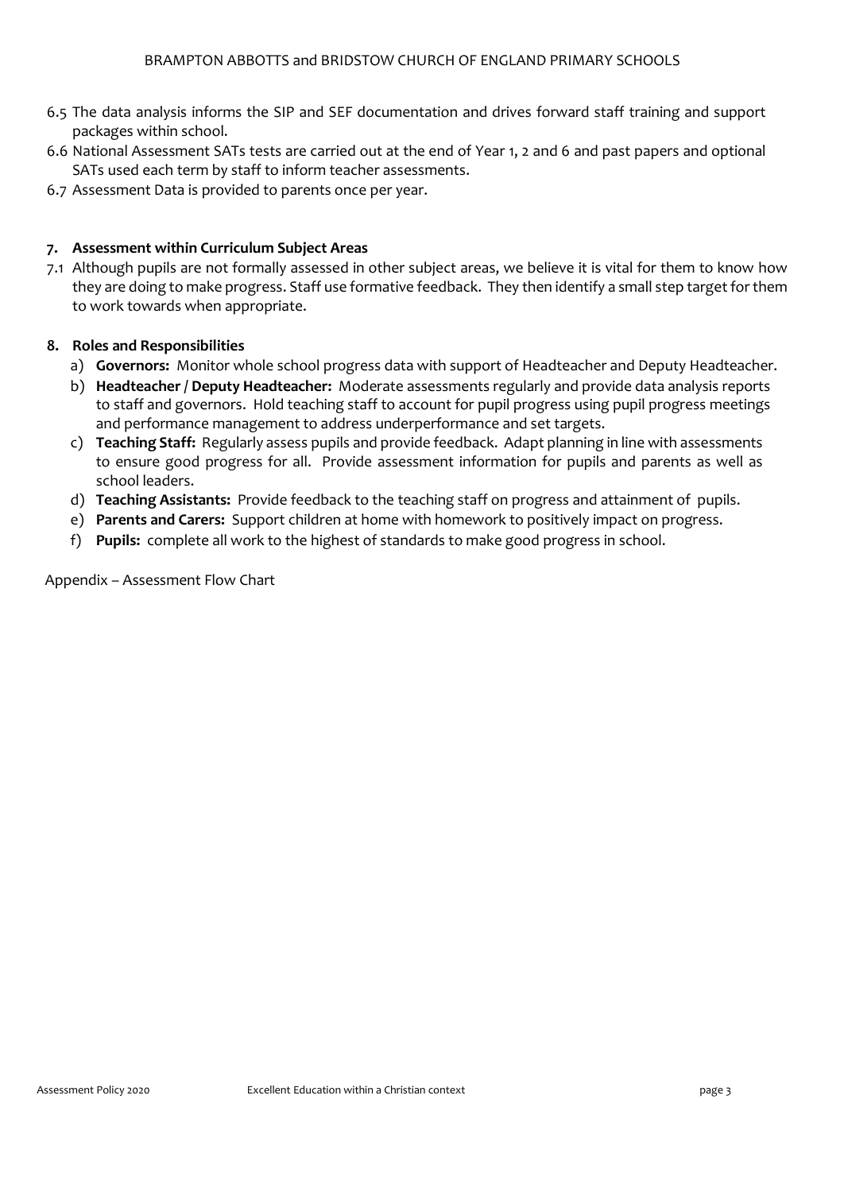6.5 The data analysis informs the SIP and SEF documentation and drives forward staff training and support packages within school.

6.6 National Assessment SATs tests are carried out at the end of Year 1, 2 and 6 and past papers and optional SATs used each term by staff to inform teacher assessments.

6.7 Assessment Data is provided to parents once per year.

## 7. Assessment within Curriculum Subject Areas

7.1 Although pupils are not formally assessed in other subject areas, we believe it is vital for them to know how they are doing to make progress. Staff use formative feedback. They then identify a small step target for them to work towards when appropriate.

## 8. Roles and Responsibilities

a) **Governors:** Monitor whole school progress data with support of Headteacher and Deputy Headteacher.

b) **Headteacher / Deputy Headteacher:** Moderate assessments regularly and provide data analysis reports to staff and governors. Hold teaching staff to account for pupil progress using pupil progress meetings and performance management to address underperformance and set targets.

c) **Teaching Staff:** Regularly assess pupils and provide feedback. Adapt planning in line with assessments to ensure good progress for all. Provide assessment information for pupils and parents as well as school leaders.

d) **Teaching Assistants:** Provide feedback to the teaching staff on progress and attainment of pupils.

e) **Parents and Carers:** Support children at home with homework to positively impact on progress.

f) **Pupils:** complete all work to the highest of standards to make good progress in school.

Appendix – Assessment Flow Chart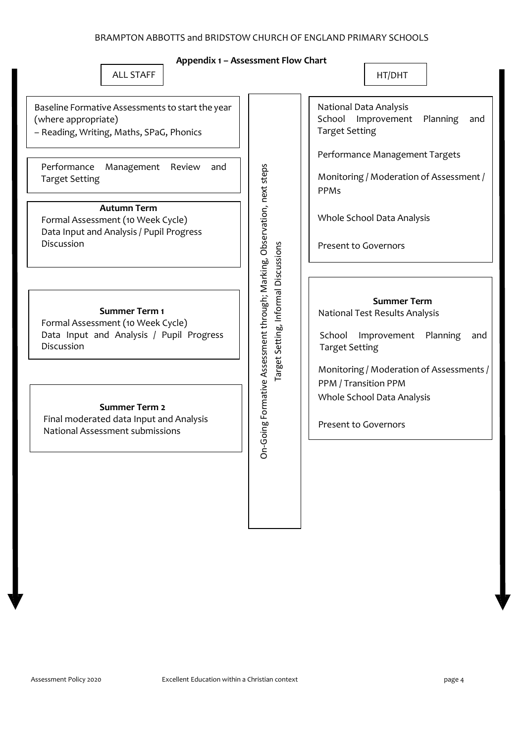## Appendix 1 – Assessment Flow Chart

### ALL STAFF

Baseline Formative Assessments to start the year (where appropriate)
– Reading, Writing, Maths, SPaG, Phonics

Performance Management Review and Target Setting

**Autumn Term**
Formal Assessment (10 Week Cycle)
Data Input and Analysis / Pupil Progress Discussion

**Summer Term 1**
Formal Assessment (10 Week Cycle)
Data Input and Analysis / Pupil Progress Discussion

**Summer Term 2**
Final moderated data Input and Analysis
National Assessment submissions

On-Going Formative Assessment through; Marking, Observation, next steps
Target Setting, Informal Discussions

### HT/DHT

National Data Analysis
School Improvement Planning and Target Setting

Performance Management Targets

Monitoring / Moderation of Assessment / PPMs

Whole School Data Analysis

Present to Governors

**Summer Term**
National Test Results Analysis

School Improvement Planning and Target Setting

Monitoring / Moderation of Assessments / PPM / Transition PPM

Whole School Data Analysis

Present to Governors